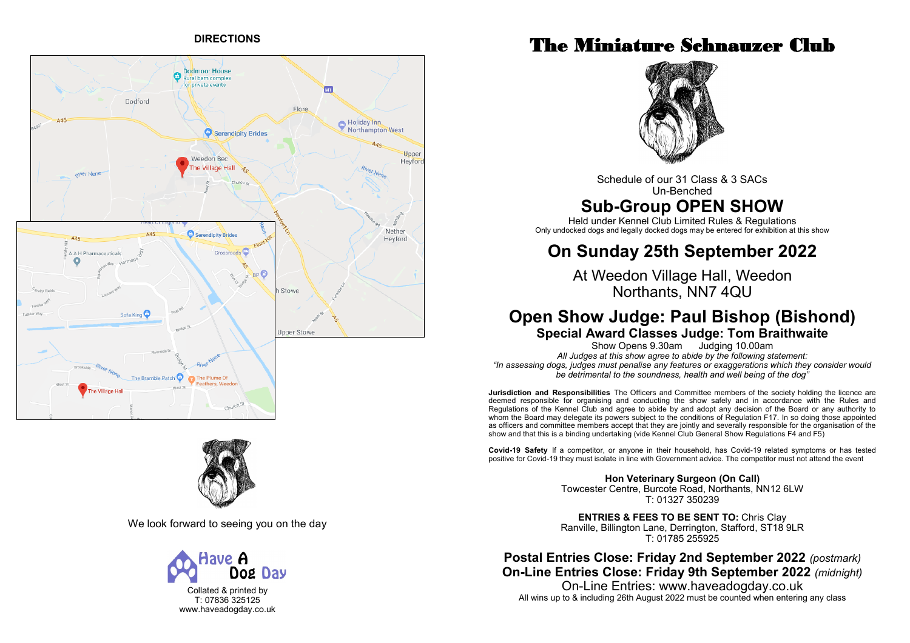## DIRECTIONS

We look forward to seeing you on the day

Collated & printed by
T: 07836 325125
www.haveadogday.co.uk

# The Miniature Schnauzer Club

Schedule of our 31 Class & 3 SACs
Un-Benched

## Sub-Group OPEN SHOW

Held under Kennel Club Limited Rules & Regulations
Only undocked dogs and legally docked dogs may be entered for exhibition at this show

## On Sunday 25th September 2022

At Weedon Village Hall, Weedon
Northants, NN7 4QU

## Open Show Judge: Paul Bishop (Bishond)

### Special Award Classes Judge: Tom Braithwaite

Show Opens 9.30am Judging 10.00am

*All Judges at this show agree to abide by the following statement:*
*"In assessing dogs, judges must penalise any features or exaggerations which they consider would be detrimental to the soundness, health and well being of the dog"*

**Jurisdiction and Responsibilities** The Officers and Committee members of the society holding the licence are deemed responsible for organising and conducting the show safely and in accordance with the Rules and Regulations of the Kennel Club and agree to abide by and adopt any decision of the Board or any authority to whom the Board may delegate its powers subject to the conditions of Regulation F17. In so doing those appointed as officers and committee members accept that they are jointly and severally responsible for the organisation of the show and that this is a binding undertaking (vide Kennel Club General Show Regulations F4 and F5)

**Covid-19 Safety** If a competitor, or anyone in their household, has Covid-19 related symptoms or has tested positive for Covid-19 they must isolate in line with Government advice. The competitor must not attend the event

**Hon Veterinary Surgeon (On Call)**
Towcester Centre, Burcote Road, Northants, NN12 6LW
T: 01327 350239

**ENTRIES & FEES TO BE SENT TO:** Chris Clay
Ranville, Billington Lane, Derrington, Stafford, ST18 9LR
T: 01785 255925

**Postal Entries Close: Friday 2nd September 2022** *(postmark)*
**On-Line Entries Close: Friday 9th September 2022** *(midnight)*
On-Line Entries: www.haveadogday.co.uk
All wins up to & including 26th August 2022 must be counted when entering any class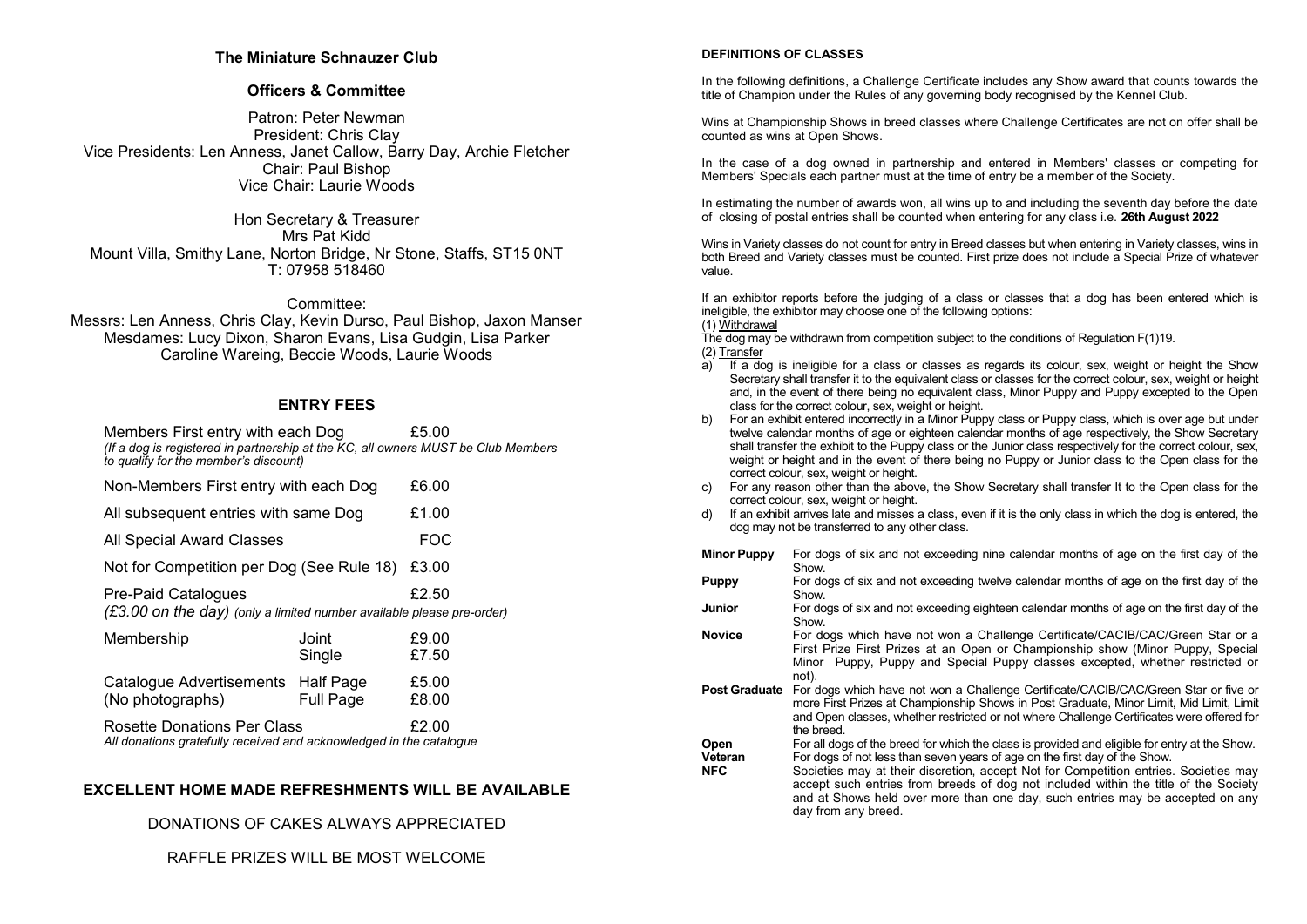## The Miniature Schnauzer Club

### Officers & Committee

Patron: Peter Newman
President: Chris Clay
Vice Presidents: Len Anness, Janet Callow, Barry Day, Archie Fletcher
Chair: Paul Bishop
Vice Chair: Laurie Woods

Hon Secretary & Treasurer
Mrs Pat Kidd
Mount Villa, Smithy Lane, Norton Bridge, Nr Stone, Staffs, ST15 0NT
T: 07958 518460

Committee:
Messrs: Len Anness, Chris Clay, Kevin Durso, Paul Bishop, Jaxon Manser
Mesdames: Lucy Dixon, Sharon Evans, Lisa Gudgin, Lisa Parker
Caroline Wareing, Beccie Woods, Laurie Woods

### ENTRY FEES

| | | |
|---|---|---|
| Members First entry with each Dog | | £5.00 |

*(If a dog is registered in partnership at the KC, all owners MUST be Club Members to qualify for the member's discount)*

| | | |
|---|---|---|
| Non-Members First entry with each Dog | | £6.00 |
| All subsequent entries with same Dog | | £1.00 |
| All Special Award Classes | | FOC |
| Not for Competition per Dog (See Rule 18) | | £3.00 |
| Pre-Paid Catalogues | | £2.50 |

*(£3.00 on the day) (only a limited number available please pre-order)*

| | | |
|---|---|---|
| Membership | Joint | £9.00 |
| | Single | £7.50 |
| Catalogue Advertisements | Half Page | £5.00 |
| (No photographs) | Full Page | £8.00 |
| Rosette Donations Per Class | | £2.00 |

*All donations gratefully received and acknowledged in the catalogue*

### EXCELLENT HOME MADE REFRESHMENTS WILL BE AVAILABLE

DONATIONS OF CAKES ALWAYS APPRECIATED

RAFFLE PRIZES WILL BE MOST WELCOME

#### DEFINITIONS OF CLASSES

In the following definitions, a Challenge Certificate includes any Show award that counts towards the title of Champion under the Rules of any governing body recognised by the Kennel Club.

Wins at Championship Shows in breed classes where Challenge Certificates are not on offer shall be counted as wins at Open Shows.

In the case of a dog owned in partnership and entered in Members' classes or competing for Members' Specials each partner must at the time of entry be a member of the Society.

In estimating the number of awards won, all wins up to and including the seventh day before the date of closing of postal entries shall be counted when entering for any class i.e. **26th August 2022**

Wins in Variety classes do not count for entry in Breed classes but when entering in Variety classes, wins in both Breed and Variety classes must be counted. First prize does not include a Special Prize of whatever value.

If an exhibitor reports before the judging of a class or classes that a dog has been entered which is ineligible, the exhibitor may choose one of the following options:

(1) Withdrawal
The dog may be withdrawn from competition subject to the conditions of Regulation F(1)19.

(2) Transfer

a) If a dog is ineligible for a class or classes as regards its colour, sex, weight or height the Show Secretary shall transfer it to the equivalent class or classes for the correct colour, sex, weight or height and, in the event of there being no equivalent class, Minor Puppy and Puppy excepted to the Open class for the correct colour, sex, weight or height.
b) For an exhibit entered incorrectly in a Minor Puppy class or Puppy class, which is over age but under twelve calendar months of age or eighteen calendar months of age respectively, the Show Secretary shall transfer the exhibit to the Puppy class or the Junior class respectively for the correct colour, sex, weight or height and in the event of there being no Puppy or Junior class to the Open class for the correct colour, sex, weight or height.
c) For any reason other than the above, the Show Secretary shall transfer It to the Open class for the correct colour, sex, weight or height.
d) If an exhibit arrives late and misses a class, even if it is the only class in which the dog is entered, the dog may not be transferred to any other class.

| | |
|---|---|
| **Minor Puppy** | For dogs of six and not exceeding nine calendar months of age on the first day of the Show. |
| **Puppy** | For dogs of six and not exceeding twelve calendar months of age on the first day of the Show. |
| **Junior** | For dogs of six and not exceeding eighteen calendar months of age on the first day of the Show. |
| **Novice** | For dogs which have not won a Challenge Certificate/CACIB/CAC/Green Star or a First Prize First Prizes at an Open or Championship show (Minor Puppy, Special Minor Puppy, Puppy and Special Puppy classes excepted, whether restricted or not). |
| **Post Graduate** | For dogs which have not won a Challenge Certificate/CACIB/CAC/Green Star or five or more First Prizes at Championship Shows in Post Graduate, Minor Limit, Mid Limit, Limit and Open classes, whether restricted or not where Challenge Certificates were offered for the breed. |
| **Open** | For all dogs of the breed for which the class is provided and eligible for entry at the Show. |
| **Veteran** | For dogs of not less than seven years of age on the first day of the Show. |
| **NFC** | Societies may at their discretion, accept Not for Competition entries. Societies may accept such entries from breeds of dog not included within the title of the Society and at Shows held over more than one day, such entries may be accepted on any day from any breed. |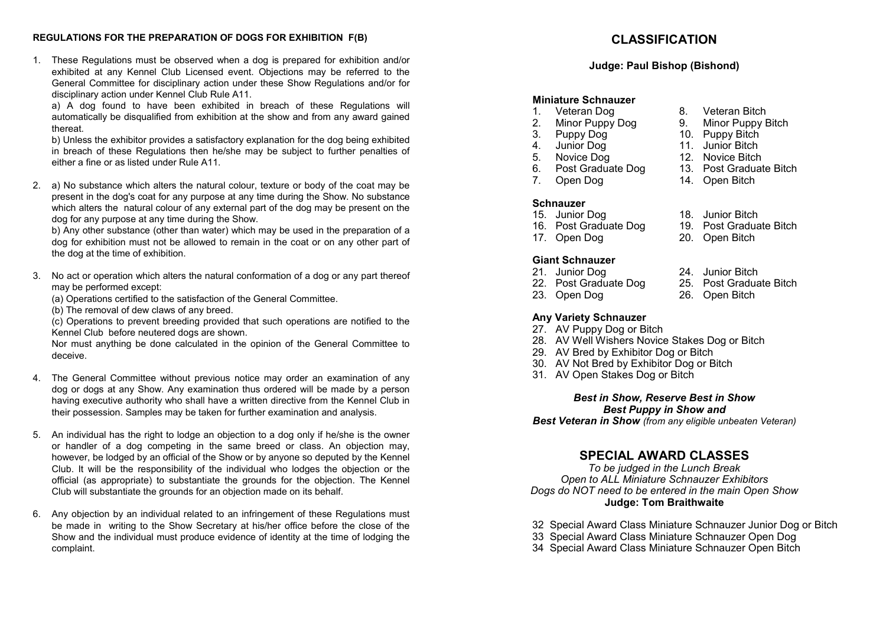## REGULATIONS FOR THE PREPARATION OF DOGS FOR EXHIBITION F(B)

1. These Regulations must be observed when a dog is prepared for exhibition and/or exhibited at any Kennel Club Licensed event. Objections may be referred to the General Committee for disciplinary action under these Show Regulations and/or for disciplinary action under Kennel Club Rule A11.

   a) A dog found to have been exhibited in breach of these Regulations will automatically be disqualified from exhibition at the show and from any award gained thereat.

   b) Unless the exhibitor provides a satisfactory explanation for the dog being exhibited in breach of these Regulations then he/she may be subject to further penalties of either a fine or as listed under Rule A11.

2. a) No substance which alters the natural colour, texture or body of the coat may be present in the dog's coat for any purpose at any time during the Show. No substance which alters the natural colour of any external part of the dog may be present on the dog for any purpose at any time during the Show.

   b) Any other substance (other than water) which may be used in the preparation of a dog for exhibition must not be allowed to remain in the coat or on any other part of the dog at the time of exhibition.

3. No act or operation which alters the natural conformation of a dog or any part thereof may be performed except:

   (a) Operations certified to the satisfaction of the General Committee.

   (b) The removal of dew claws of any breed.

   (c) Operations to prevent breeding provided that such operations are notified to the Kennel Club before neutered dogs are shown.

   Nor must anything be done calculated in the opinion of the General Committee to deceive.

4. The General Committee without previous notice may order an examination of any dog or dogs at any Show. Any examination thus ordered will be made by a person having executive authority who shall have a written directive from the Kennel Club in their possession. Samples may be taken for further examination and analysis.

5. An individual has the right to lodge an objection to a dog only if he/she is the owner or handler of a dog competing in the same breed or class. An objection may, however, be lodged by an official of the Show or by anyone so deputed by the Kennel Club. It will be the responsibility of the individual who lodges the objection or the official (as appropriate) to substantiate the grounds for the objection. The Kennel Club will substantiate the grounds for an objection made on its behalf.

6. Any objection by an individual related to an infringement of these Regulations must be made in writing to the Show Secretary at his/her office before the close of the Show and the individual must produce evidence of identity at the time of lodging the complaint.

# CLASSIFICATION

**Judge: Paul Bishop (Bishond)**

### Miniature Schnauzer

1. Veteran Dog
2. Minor Puppy Dog
3. Puppy Dog
4. Junior Dog
5. Novice Dog
6. Post Graduate Dog
7. Open Dog
8. Veteran Bitch
9. Minor Puppy Bitch
10. Puppy Bitch
11. Junior Bitch
12. Novice Bitch
13. Post Graduate Bitch
14. Open Bitch

### Schnauzer

15. Junior Dog
16. Post Graduate Dog
17. Open Dog
18. Junior Bitch
19. Post Graduate Bitch
20. Open Bitch

### Giant Schnauzer

21. Junior Dog
22. Post Graduate Dog
23. Open Dog
24. Junior Bitch
25. Post Graduate Bitch
26. Open Bitch

### Any Variety Schnauzer

27. AV Puppy Dog or Bitch
28. AV Well Wishers Novice Stakes Dog or Bitch
29. AV Bred by Exhibitor Dog or Bitch
30. AV Not Bred by Exhibitor Dog or Bitch
31. AV Open Stakes Dog or Bitch

***Best in Show, Reserve Best in Show***
***Best Puppy in Show and***
***Best Veteran in Show*** *(from any eligible unbeaten Veteran)*

## SPECIAL AWARD CLASSES

*To be judged in the Lunch Break*
*Open to ALL Miniature Schnauzer Exhibitors*
*Dogs do NOT need to be entered in the main Open Show*
**Judge: Tom Braithwaite**

32 Special Award Class Miniature Schnauzer Junior Dog or Bitch
33 Special Award Class Miniature Schnauzer Open Dog
34 Special Award Class Miniature Schnauzer Open Bitch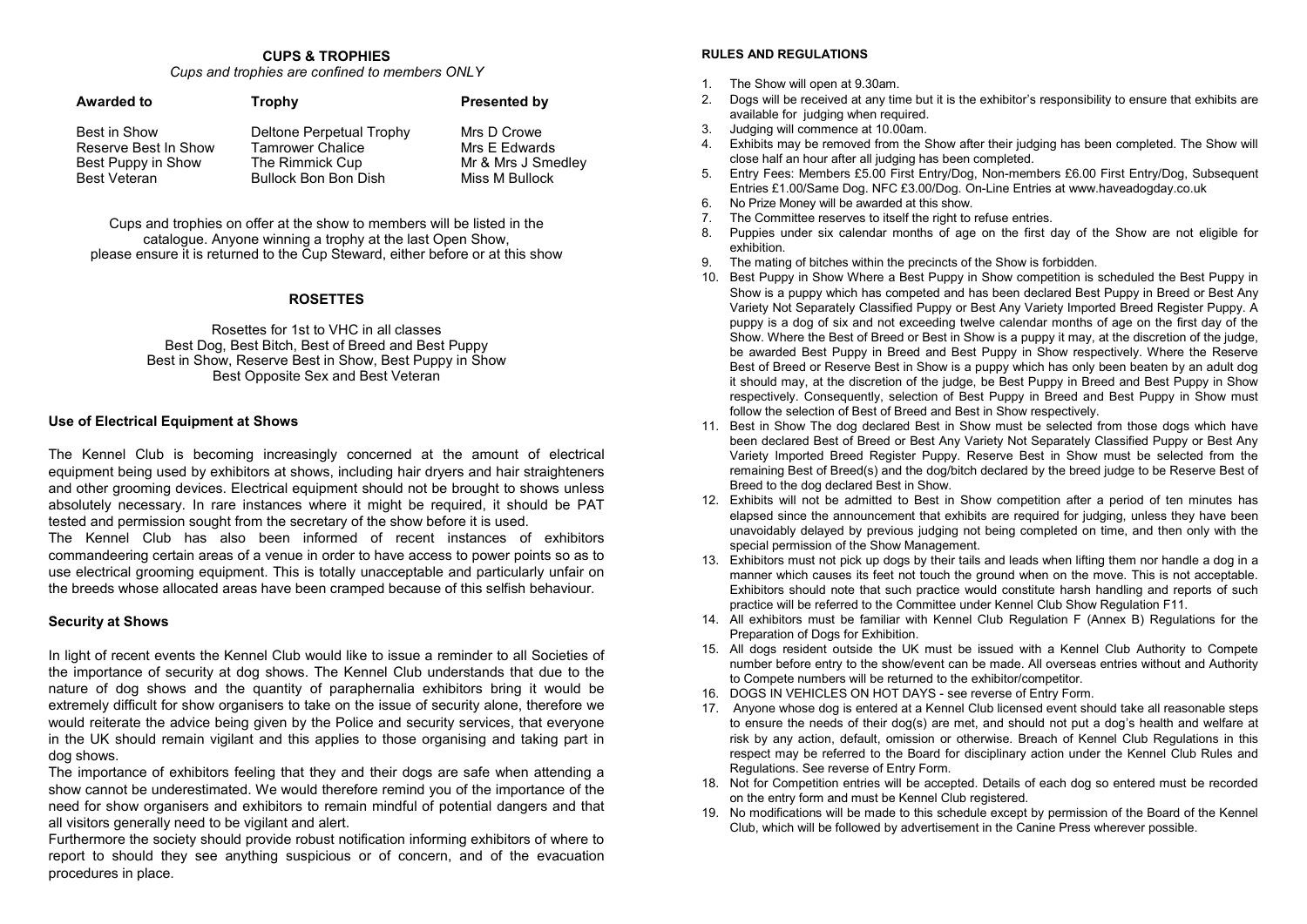## CUPS & TROPHIES

*Cups and trophies are confined to members ONLY*

| Awarded to | Trophy | Presented by |
|---|---|---|
| Best in Show | Deltone Perpetual Trophy | Mrs D Crowe |
| Reserve Best In Show | Tamrower Chalice | Mrs E Edwards |
| Best Puppy in Show | The Rimmick Cup | Mr & Mrs J Smedley |
| Best Veteran | Bullock Bon Bon Dish | Miss M Bullock |

Cups and trophies on offer at the show to members will be listed in the catalogue. Anyone winning a trophy at the last Open Show, please ensure it is returned to the Cup Steward, either before or at this show

## ROSETTES

Rosettes for 1st to VHC in all classes
Best Dog, Best Bitch, Best of Breed and Best Puppy
Best in Show, Reserve Best in Show, Best Puppy in Show
Best Opposite Sex and Best Veteran

### Use of Electrical Equipment at Shows

The Kennel Club is becoming increasingly concerned at the amount of electrical equipment being used by exhibitors at shows, including hair dryers and hair straighteners and other grooming devices. Electrical equipment should not be brought to shows unless absolutely necessary. In rare instances where it might be required, it should be PAT tested and permission sought from the secretary of the show before it is used.

The Kennel Club has also been informed of recent instances of exhibitors commandeering certain areas of a venue in order to have access to power points so as to use electrical grooming equipment. This is totally unacceptable and particularly unfair on the breeds whose allocated areas have been cramped because of this selfish behaviour.

### Security at Shows

In light of recent events the Kennel Club would like to issue a reminder to all Societies of the importance of security at dog shows. The Kennel Club understands that due to the nature of dog shows and the quantity of paraphernalia exhibitors bring it would be extremely difficult for show organisers to take on the issue of security alone, therefore we would reiterate the advice being given by the Police and security services, that everyone in the UK should remain vigilant and this applies to those organising and taking part in dog shows.

The importance of exhibitors feeling that they and their dogs are safe when attending a show cannot be underestimated. We would therefore remind you of the importance of the need for show organisers and exhibitors to remain mindful of potential dangers and that all visitors generally need to be vigilant and alert.

Furthermore the society should provide robust notification informing exhibitors of where to report to should they see anything suspicious or of concern, and of the evacuation procedures in place.

## RULES AND REGULATIONS

1. The Show will open at 9.30am.
2. Dogs will be received at any time but it is the exhibitor's responsibility to ensure that exhibits are available for judging when required.
3. Judging will commence at 10.00am.
4. Exhibits may be removed from the Show after their judging has been completed. The Show will close half an hour after all judging has been completed.
5. Entry Fees: Members £5.00 First Entry/Dog, Non-members £6.00 First Entry/Dog, Subsequent Entries £1.00/Same Dog. NFC £3.00/Dog. On-Line Entries at www.haveadogday.co.uk
6. No Prize Money will be awarded at this show.
7. The Committee reserves to itself the right to refuse entries.
8. Puppies under six calendar months of age on the first day of the Show are not eligible for exhibition.
9. The mating of bitches within the precincts of the Show is forbidden.
10. Best Puppy in Show Where a Best Puppy in Show competition is scheduled the Best Puppy in Show is a puppy which has competed and has been declared Best Puppy in Breed or Best Any Variety Not Separately Classified Puppy or Best Any Variety Imported Breed Register Puppy. A puppy is a dog of six and not exceeding twelve calendar months of age on the first day of the Show. Where the Best of Breed or Best in Show is a puppy it may, at the discretion of the judge, be awarded Best Puppy in Breed and Best Puppy in Show respectively. Where the Reserve Best of Breed or Reserve Best in Show is a puppy which has only been beaten by an adult dog it should may, at the discretion of the judge, be Best Puppy in Breed and Best Puppy in Show respectively. Consequently, selection of Best Puppy in Breed and Best Puppy in Show must follow the selection of Best of Breed and Best in Show respectively.
11. Best in Show The dog declared Best in Show must be selected from those dogs which have been declared Best of Breed or Best Any Variety Not Separately Classified Puppy or Best Any Variety Imported Breed Register Puppy. Reserve Best in Show must be selected from the remaining Best of Breed(s) and the dog/bitch declared by the breed judge to be Reserve Best of Breed to the dog declared Best in Show.
12. Exhibits will not be admitted to Best in Show competition after a period of ten minutes has elapsed since the announcement that exhibits are required for judging, unless they have been unavoidably delayed by previous judging not being completed on time, and then only with the special permission of the Show Management.
13. Exhibitors must not pick up dogs by their tails and leads when lifting them nor handle a dog in a manner which causes its feet not touch the ground when on the move. This is not acceptable. Exhibitors should note that such practice would constitute harsh handling and reports of such practice will be referred to the Committee under Kennel Club Show Regulation F11.
14. All exhibitors must be familiar with Kennel Club Regulation F (Annex B) Regulations for the Preparation of Dogs for Exhibition.
15. All dogs resident outside the UK must be issued with a Kennel Club Authority to Compete number before entry to the show/event can be made. All overseas entries without and Authority to Compete numbers will be returned to the exhibitor/competitor.
16. DOGS IN VEHICLES ON HOT DAYS - see reverse of Entry Form.
17. Anyone whose dog is entered at a Kennel Club licensed event should take all reasonable steps to ensure the needs of their dog(s) are met, and should not put a dog's health and welfare at risk by any action, default, omission or otherwise. Breach of Kennel Club Regulations in this respect may be referred to the Board for disciplinary action under the Kennel Club Rules and Regulations. See reverse of Entry Form.
18. Not for Competition entries will be accepted. Details of each dog so entered must be recorded on the entry form and must be Kennel Club registered.
19. No modifications will be made to this schedule except by permission of the Board of the Kennel Club, which will be followed by advertisement in the Canine Press wherever possible.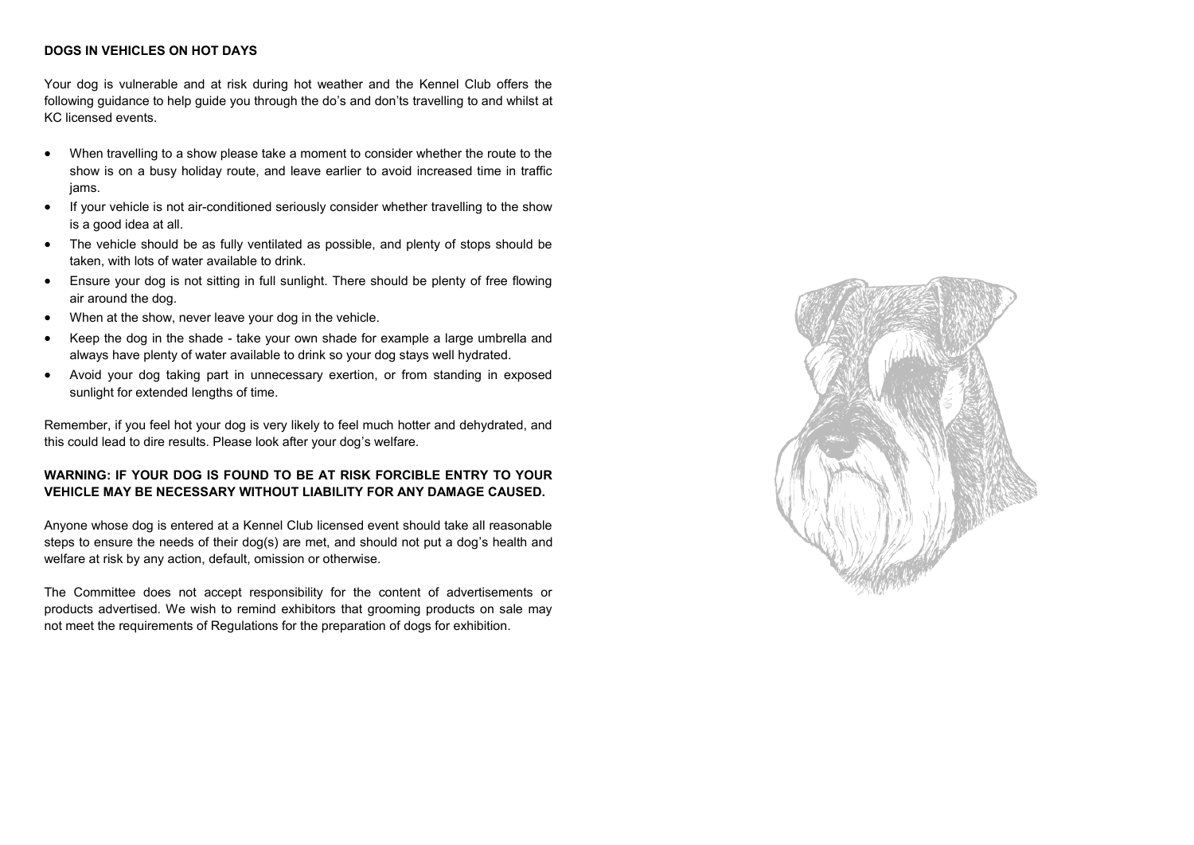**DOGS IN VEHICLES ON HOT DAYS**

Your dog is vulnerable and at risk during hot weather and the Kennel Club offers the following guidance to help guide you through the do's and don'ts travelling to and whilst at KC licensed events.

- When travelling to a show please take a moment to consider whether the route to the show is on a busy holiday route, and leave earlier to avoid increased time in traffic jams.
- If your vehicle is not air-conditioned seriously consider whether travelling to the show is a good idea at all.
- The vehicle should be as fully ventilated as possible, and plenty of stops should be taken, with lots of water available to drink.
- Ensure your dog is not sitting in full sunlight. There should be plenty of free flowing air around the dog.
- When at the show, never leave your dog in the vehicle.
- Keep the dog in the shade - take your own shade for example a large umbrella and always have plenty of water available to drink so your dog stays well hydrated.
- Avoid your dog taking part in unnecessary exertion, or from standing in exposed sunlight for extended lengths of time.

Remember, if you feel hot your dog is very likely to feel much hotter and dehydrated, and this could lead to dire results. Please look after your dog's welfare.

**WARNING: IF YOUR DOG IS FOUND TO BE AT RISK FORCIBLE ENTRY TO YOUR VEHICLE MAY BE NECESSARY WITHOUT LIABILITY FOR ANY DAMAGE CAUSED.**

Anyone whose dog is entered at a Kennel Club licensed event should take all reasonable steps to ensure the needs of their dog(s) are met, and should not put a dog's health and welfare at risk by any action, default, omission or otherwise.

The Committee does not accept responsibility for the content of advertisements or products advertised. We wish to remind exhibitors that grooming products on sale may not meet the requirements of Regulations for the preparation of dogs for exhibition.